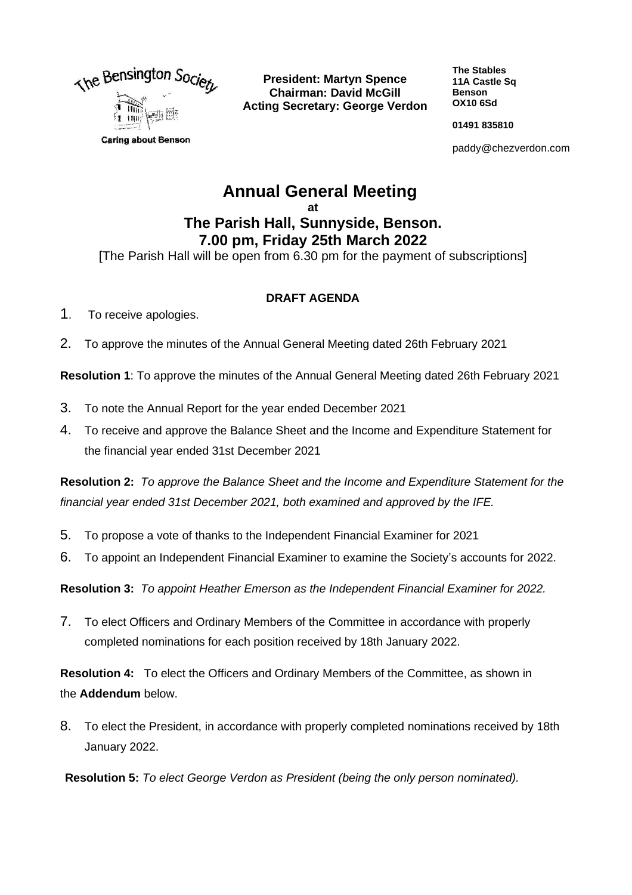The Bensington Society

Caring about Benson

**President: Martyn Spence**
**Chairman: David McGill**
**Acting Secretary: George Verdon**

**The Stables**
**11A Castle Sq**
**Benson**
**OX10 6Sd**

**01491 835810**

paddy@chezverdon.com

# Annual General Meeting

**at**

## The Parish Hall, Sunnyside, Benson.

## 7.00 pm, Friday 25th March 2022

[The Parish Hall will be open from 6.30 pm for the payment of subscriptions]

**DRAFT AGENDA**

1. To receive apologies.
2. To approve the minutes of the Annual General Meeting dated 26th February 2021

**Resolution 1**: To approve the minutes of the Annual General Meeting dated 26th February 2021

3. To note the Annual Report for the year ended December 2021
4. To receive and approve the Balance Sheet and the Income and Expenditure Statement for the financial year ended 31st December 2021

**Resolution 2:** *To approve the Balance Sheet and the Income and Expenditure Statement for the financial year ended 31st December 2021, both examined and approved by the IFE.*

5. To propose a vote of thanks to the Independent Financial Examiner for 2021
6. To appoint an Independent Financial Examiner to examine the Society's accounts for 2022.

**Resolution 3:** *To appoint Heather Emerson as the Independent Financial Examiner for 2022.*

7. To elect Officers and Ordinary Members of the Committee in accordance with properly completed nominations for each position received by 18th January 2022.

**Resolution 4:** To elect the Officers and Ordinary Members of the Committee, as shown in the **Addendum** below.

8. To elect the President, in accordance with properly completed nominations received by 18th January 2022.

**Resolution 5:** *To elect George Verdon as President (being the only person nominated).*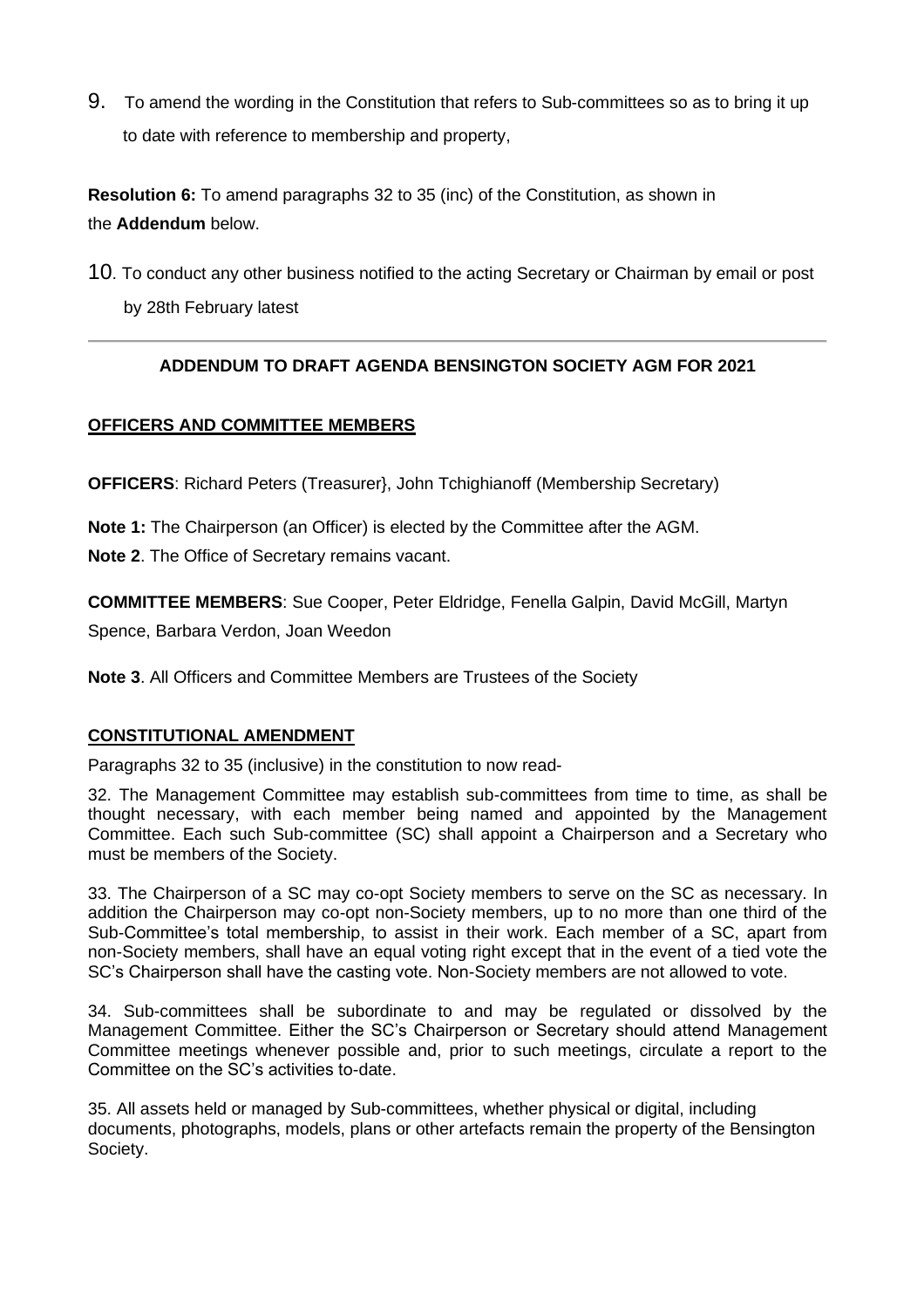9. To amend the wording in the Constitution that refers to Sub-committees so as to bring it up to date with reference to membership and property,

**Resolution 6:** To amend paragraphs 32 to 35 (inc) of the Constitution, as shown in the **Addendum** below.

10. To conduct any other business notified to the acting Secretary or Chairman by email or post by 28th February latest

---

**ADDENDUM TO DRAFT AGENDA BENSINGTON SOCIETY AGM FOR 2021**

**OFFICERS AND COMMITTEE MEMBERS**

**OFFICERS**: Richard Peters (Treasurer}, John Tchighianoff (Membership Secretary)

**Note 1:** The Chairperson (an Officer) is elected by the Committee after the AGM.

**Note 2**. The Office of Secretary remains vacant.

**COMMITTEE MEMBERS**: Sue Cooper, Peter Eldridge, Fenella Galpin, David McGill, Martyn Spence, Barbara Verdon, Joan Weedon

**Note 3**. All Officers and Committee Members are Trustees of the Society

**CONSTITUTIONAL AMENDMENT**

Paragraphs 32 to 35 (inclusive) in the constitution to now read-

32. The Management Committee may establish sub-committees from time to time, as shall be thought necessary, with each member being named and appointed by the Management Committee. Each such Sub-committee (SC) shall appoint a Chairperson and a Secretary who must be members of the Society.

33. The Chairperson of a SC may co-opt Society members to serve on the SC as necessary. In addition the Chairperson may co-opt non-Society members, up to no more than one third of the Sub-Committee's total membership, to assist in their work. Each member of a SC, apart from non-Society members, shall have an equal voting right except that in the event of a tied vote the SC's Chairperson shall have the casting vote. Non-Society members are not allowed to vote.

34. Sub-committees shall be subordinate to and may be regulated or dissolved by the Management Committee. Either the SC's Chairperson or Secretary should attend Management Committee meetings whenever possible and, prior to such meetings, circulate a report to the Committee on the SC's activities to-date.

35. All assets held or managed by Sub-committees, whether physical or digital, including documents, photographs, models, plans or other artefacts remain the property of the Bensington Society.